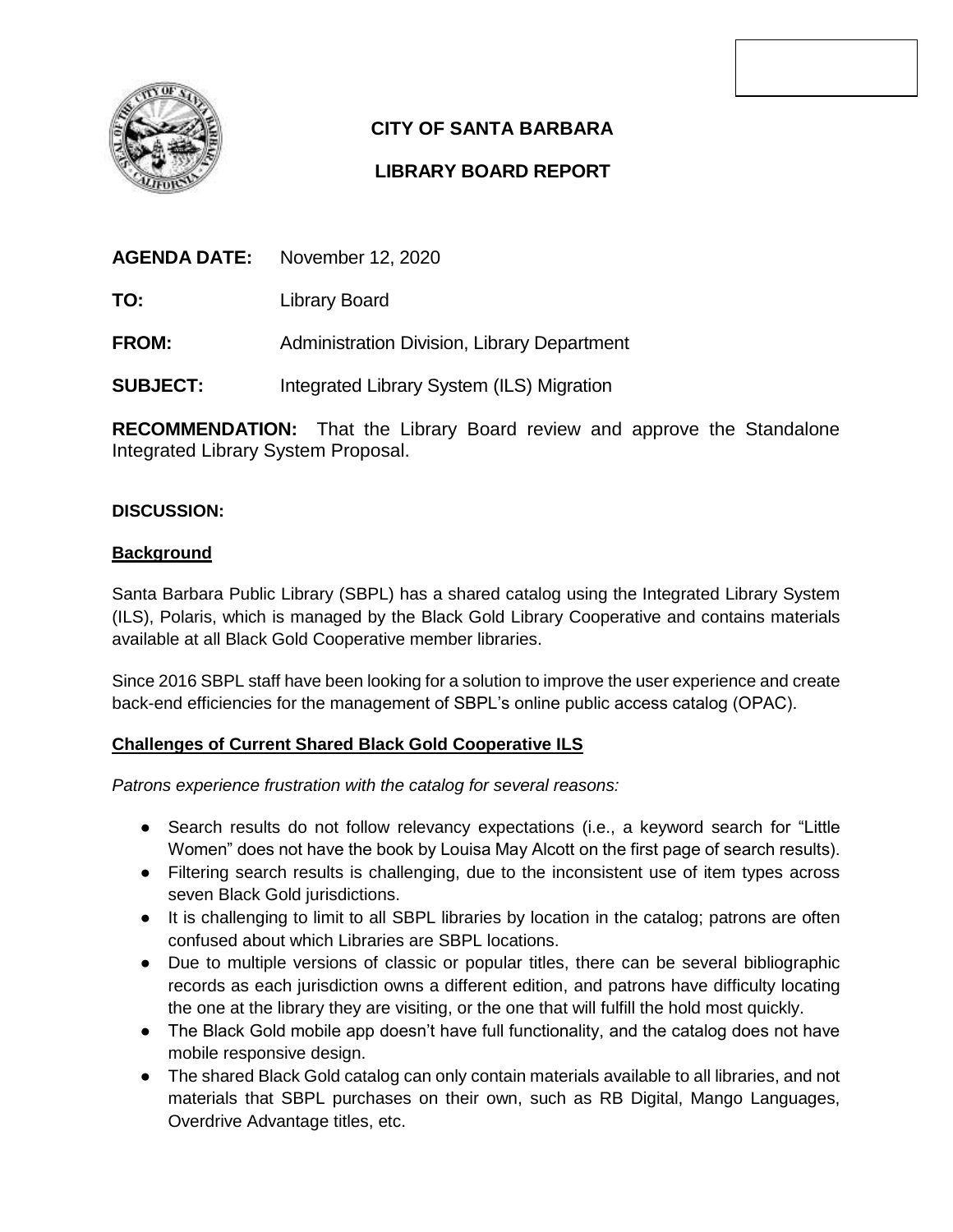# CITY OF SANTA BARBARA

## LIBRARY BOARD REPORT

**AGENDA DATE:** November 12, 2020

**TO:** Library Board

**FROM:** Administration Division, Library Department

**SUBJECT:** Integrated Library System (ILS) Migration

**RECOMMENDATION:** That the Library Board review and approve the Standalone Integrated Library System Proposal.

**DISCUSSION:**

**Background**

Santa Barbara Public Library (SBPL) has a shared catalog using the Integrated Library System (ILS), Polaris, which is managed by the Black Gold Library Cooperative and contains materials available at all Black Gold Cooperative member libraries.

Since 2016 SBPL staff have been looking for a solution to improve the user experience and create back-end efficiencies for the management of SBPL's online public access catalog (OPAC).

**Challenges of Current Shared Black Gold Cooperative ILS**

*Patrons experience frustration with the catalog for several reasons:*

- Search results do not follow relevancy expectations (i.e., a keyword search for "Little Women" does not have the book by Louisa May Alcott on the first page of search results).
- Filtering search results is challenging, due to the inconsistent use of item types across seven Black Gold jurisdictions.
- It is challenging to limit to all SBPL libraries by location in the catalog; patrons are often confused about which Libraries are SBPL locations.
- Due to multiple versions of classic or popular titles, there can be several bibliographic records as each jurisdiction owns a different edition, and patrons have difficulty locating the one at the library they are visiting, or the one that will fulfill the hold most quickly.
- The Black Gold mobile app doesn't have full functionality, and the catalog does not have mobile responsive design.
- The shared Black Gold catalog can only contain materials available to all libraries, and not materials that SBPL purchases on their own, such as RB Digital, Mango Languages, Overdrive Advantage titles, etc.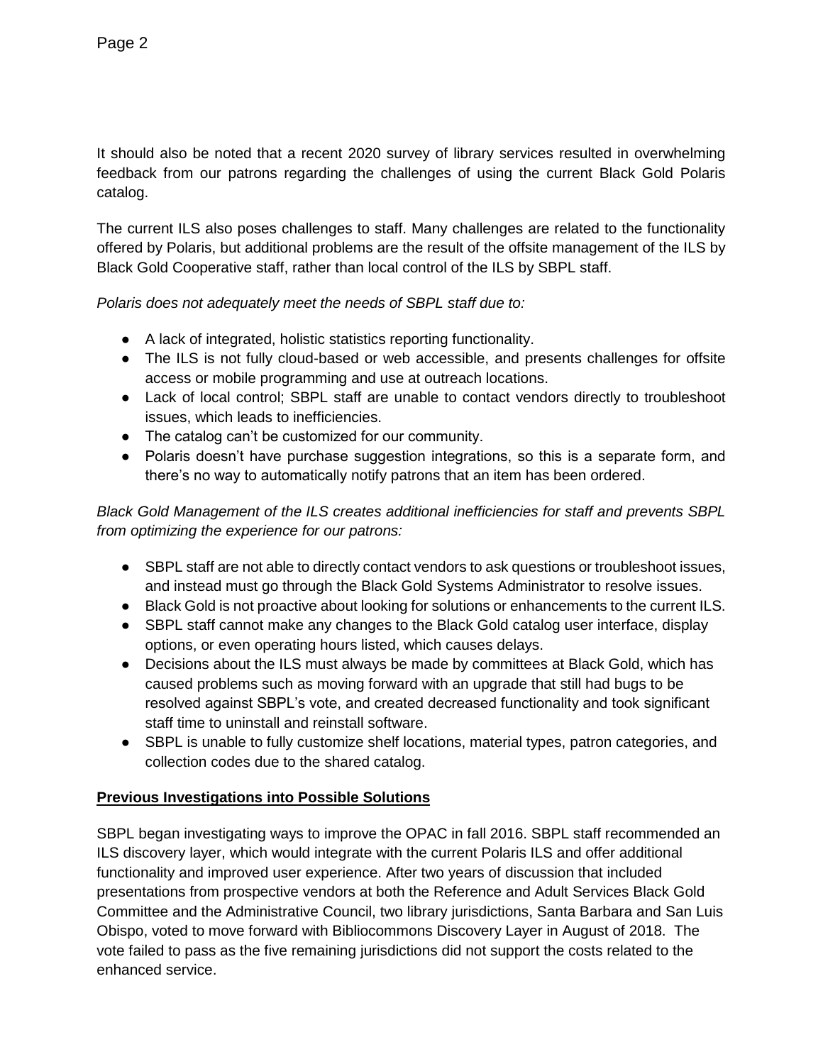It should also be noted that a recent 2020 survey of library services resulted in overwhelming feedback from our patrons regarding the challenges of using the current Black Gold Polaris catalog.

The current ILS also poses challenges to staff. Many challenges are related to the functionality offered by Polaris, but additional problems are the result of the offsite management of the ILS by Black Gold Cooperative staff, rather than local control of the ILS by SBPL staff.

*Polaris does not adequately meet the needs of SBPL staff due to:*

- A lack of integrated, holistic statistics reporting functionality.
- The ILS is not fully cloud-based or web accessible, and presents challenges for offsite access or mobile programming and use at outreach locations.
- Lack of local control; SBPL staff are unable to contact vendors directly to troubleshoot issues, which leads to inefficiencies.
- The catalog can't be customized for our community.
- Polaris doesn't have purchase suggestion integrations, so this is a separate form, and there's no way to automatically notify patrons that an item has been ordered.

*Black Gold Management of the ILS creates additional inefficiencies for staff and prevents SBPL from optimizing the experience for our patrons:*

- SBPL staff are not able to directly contact vendors to ask questions or troubleshoot issues, and instead must go through the Black Gold Systems Administrator to resolve issues.
- Black Gold is not proactive about looking for solutions or enhancements to the current ILS.
- SBPL staff cannot make any changes to the Black Gold catalog user interface, display options, or even operating hours listed, which causes delays.
- Decisions about the ILS must always be made by committees at Black Gold, which has caused problems such as moving forward with an upgrade that still had bugs to be resolved against SBPL's vote, and created decreased functionality and took significant staff time to uninstall and reinstall software.
- SBPL is unable to fully customize shelf locations, material types, patron categories, and collection codes due to the shared catalog.

## Previous Investigations into Possible Solutions

SBPL began investigating ways to improve the OPAC in fall 2016. SBPL staff recommended an ILS discovery layer, which would integrate with the current Polaris ILS and offer additional functionality and improved user experience. After two years of discussion that included presentations from prospective vendors at both the Reference and Adult Services Black Gold Committee and the Administrative Council, two library jurisdictions, Santa Barbara and San Luis Obispo, voted to move forward with Bibliocommons Discovery Layer in August of 2018. The vote failed to pass as the five remaining jurisdictions did not support the costs related to the enhanced service.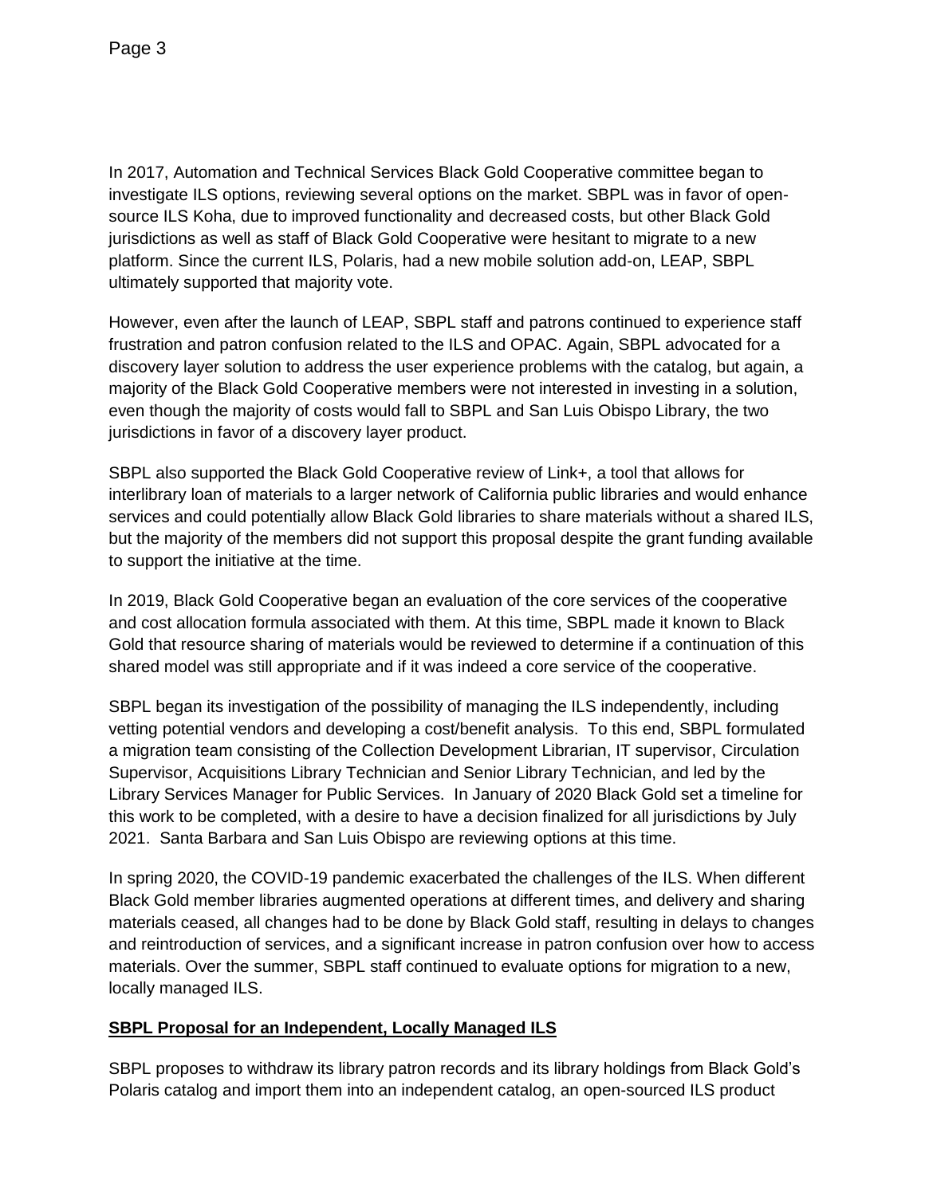In 2017, Automation and Technical Services Black Gold Cooperative committee began to investigate ILS options, reviewing several options on the market. SBPL was in favor of open-source ILS Koha, due to improved functionality and decreased costs, but other Black Gold jurisdictions as well as staff of Black Gold Cooperative were hesitant to migrate to a new platform. Since the current ILS, Polaris, had a new mobile solution add-on, LEAP, SBPL ultimately supported that majority vote.

However, even after the launch of LEAP, SBPL staff and patrons continued to experience staff frustration and patron confusion related to the ILS and OPAC. Again, SBPL advocated for a discovery layer solution to address the user experience problems with the catalog, but again, a majority of the Black Gold Cooperative members were not interested in investing in a solution, even though the majority of costs would fall to SBPL and San Luis Obispo Library, the two jurisdictions in favor of a discovery layer product.

SBPL also supported the Black Gold Cooperative review of Link+, a tool that allows for interlibrary loan of materials to a larger network of California public libraries and would enhance services and could potentially allow Black Gold libraries to share materials without a shared ILS, but the majority of the members did not support this proposal despite the grant funding available to support the initiative at the time.

In 2019, Black Gold Cooperative began an evaluation of the core services of the cooperative and cost allocation formula associated with them. At this time, SBPL made it known to Black Gold that resource sharing of materials would be reviewed to determine if a continuation of this shared model was still appropriate and if it was indeed a core service of the cooperative.

SBPL began its investigation of the possibility of managing the ILS independently, including vetting potential vendors and developing a cost/benefit analysis. To this end, SBPL formulated a migration team consisting of the Collection Development Librarian, IT supervisor, Circulation Supervisor, Acquisitions Library Technician and Senior Library Technician, and led by the Library Services Manager for Public Services. In January of 2020 Black Gold set a timeline for this work to be completed, with a desire to have a decision finalized for all jurisdictions by July 2021. Santa Barbara and San Luis Obispo are reviewing options at this time.

In spring 2020, the COVID-19 pandemic exacerbated the challenges of the ILS. When different Black Gold member libraries augmented operations at different times, and delivery and sharing materials ceased, all changes had to be done by Black Gold staff, resulting in delays to changes and reintroduction of services, and a significant increase in patron confusion over how to access materials. Over the summer, SBPL staff continued to evaluate options for migration to a new, locally managed ILS.

## SBPL Proposal for an Independent, Locally Managed ILS

SBPL proposes to withdraw its library patron records and its library holdings from Black Gold's Polaris catalog and import them into an independent catalog, an open-sourced ILS product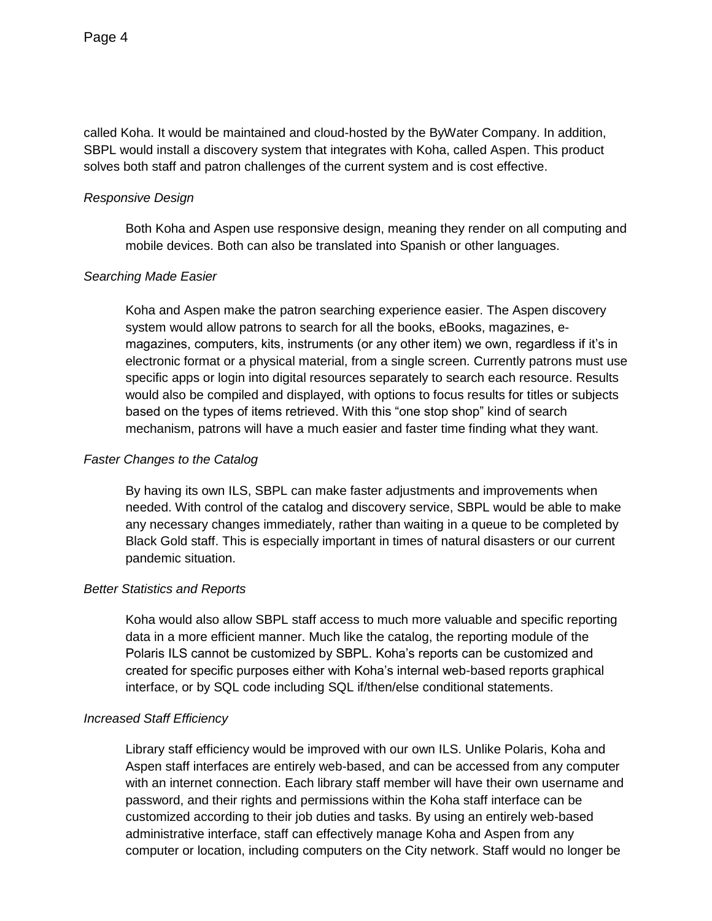called Koha. It would be maintained and cloud-hosted by the ByWater Company. In addition, SBPL would install a discovery system that integrates with Koha, called Aspen. This product solves both staff and patron challenges of the current system and is cost effective.

*Responsive Design*

Both Koha and Aspen use responsive design, meaning they render on all computing and mobile devices. Both can also be translated into Spanish or other languages.

*Searching Made Easier*

Koha and Aspen make the patron searching experience easier. The Aspen discovery system would allow patrons to search for all the books, eBooks, magazines, e-magazines, computers, kits, instruments (or any other item) we own, regardless if it's in electronic format or a physical material, from a single screen. Currently patrons must use specific apps or login into digital resources separately to search each resource. Results would also be compiled and displayed, with options to focus results for titles or subjects based on the types of items retrieved. With this "one stop shop" kind of search mechanism, patrons will have a much easier and faster time finding what they want.

*Faster Changes to the Catalog*

By having its own ILS, SBPL can make faster adjustments and improvements when needed. With control of the catalog and discovery service, SBPL would be able to make any necessary changes immediately, rather than waiting in a queue to be completed by Black Gold staff. This is especially important in times of natural disasters or our current pandemic situation.

*Better Statistics and Reports*

Koha would also allow SBPL staff access to much more valuable and specific reporting data in a more efficient manner. Much like the catalog, the reporting module of the Polaris ILS cannot be customized by SBPL. Koha's reports can be customized and created for specific purposes either with Koha's internal web-based reports graphical interface, or by SQL code including SQL if/then/else conditional statements.

*Increased Staff Efficiency*

Library staff efficiency would be improved with our own ILS. Unlike Polaris, Koha and Aspen staff interfaces are entirely web-based, and can be accessed from any computer with an internet connection. Each library staff member will have their own username and password, and their rights and permissions within the Koha staff interface can be customized according to their job duties and tasks. By using an entirely web-based administrative interface, staff can effectively manage Koha and Aspen from any computer or location, including computers on the City network. Staff would no longer be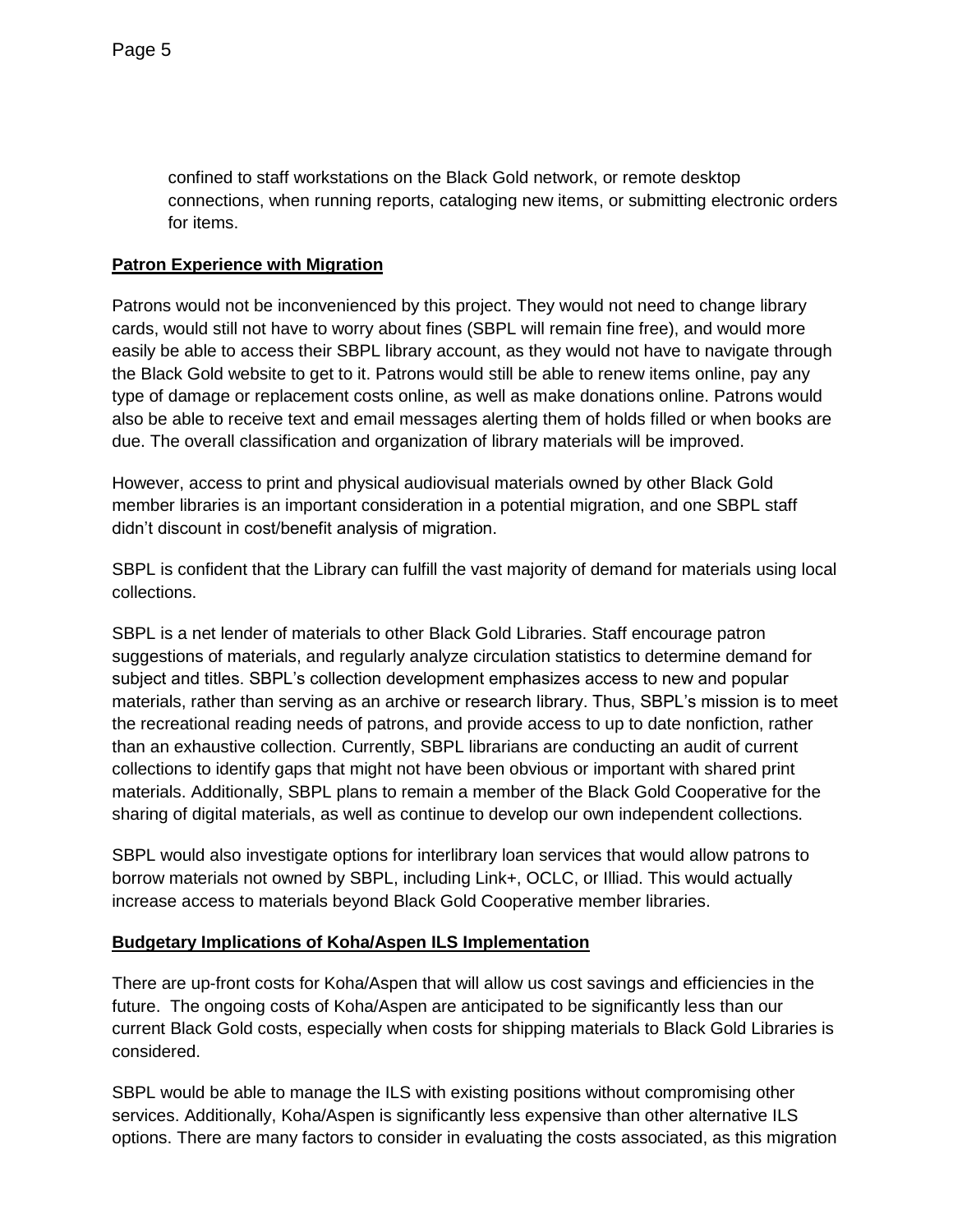confined to staff workstations on the Black Gold network, or remote desktop connections, when running reports, cataloging new items, or submitting electronic orders for items.

**Patron Experience with Migration**

Patrons would not be inconvenienced by this project. They would not need to change library cards, would still not have to worry about fines (SBPL will remain fine free), and would more easily be able to access their SBPL library account, as they would not have to navigate through the Black Gold website to get to it. Patrons would still be able to renew items online, pay any type of damage or replacement costs online, as well as make donations online. Patrons would also be able to receive text and email messages alerting them of holds filled or when books are due. The overall classification and organization of library materials will be improved.

However, access to print and physical audiovisual materials owned by other Black Gold member libraries is an important consideration in a potential migration, and one SBPL staff didn't discount in cost/benefit analysis of migration.

SBPL is confident that the Library can fulfill the vast majority of demand for materials using local collections.

SBPL is a net lender of materials to other Black Gold Libraries. Staff encourage patron suggestions of materials, and regularly analyze circulation statistics to determine demand for subject and titles. SBPL's collection development emphasizes access to new and popular materials, rather than serving as an archive or research library. Thus, SBPL's mission is to meet the recreational reading needs of patrons, and provide access to up to date nonfiction, rather than an exhaustive collection. Currently, SBPL librarians are conducting an audit of current collections to identify gaps that might not have been obvious or important with shared print materials. Additionally, SBPL plans to remain a member of the Black Gold Cooperative for the sharing of digital materials, as well as continue to develop our own independent collections.

SBPL would also investigate options for interlibrary loan services that would allow patrons to borrow materials not owned by SBPL, including Link+, OCLC, or Illiad. This would actually increase access to materials beyond Black Gold Cooperative member libraries.

**Budgetary Implications of Koha/Aspen ILS Implementation**

There are up-front costs for Koha/Aspen that will allow us cost savings and efficiencies in the future. The ongoing costs of Koha/Aspen are anticipated to be significantly less than our current Black Gold costs, especially when costs for shipping materials to Black Gold Libraries is considered.

SBPL would be able to manage the ILS with existing positions without compromising other services. Additionally, Koha/Aspen is significantly less expensive than other alternative ILS options. There are many factors to consider in evaluating the costs associated, as this migration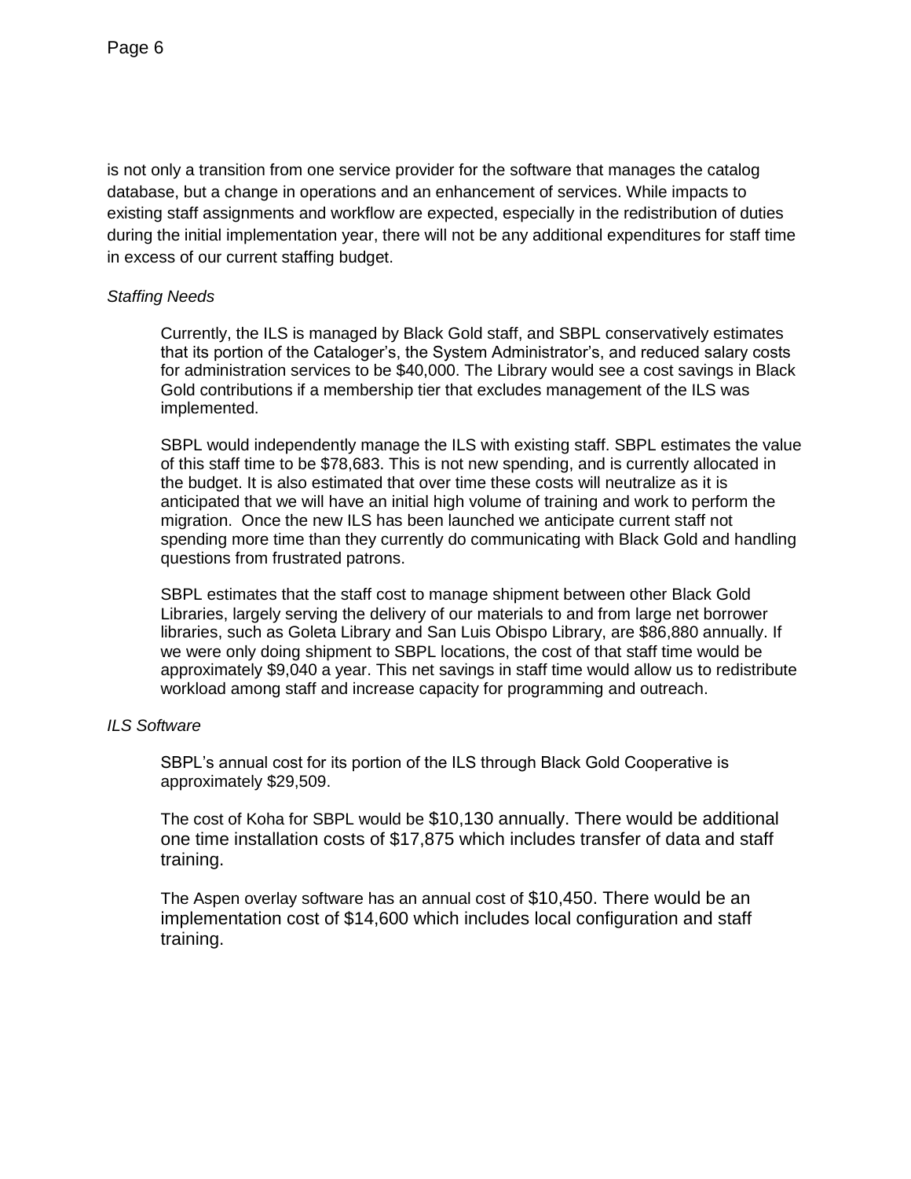is not only a transition from one service provider for the software that manages the catalog database, but a change in operations and an enhancement of services. While impacts to existing staff assignments and workflow are expected, especially in the redistribution of duties during the initial implementation year, there will not be any additional expenditures for staff time in excess of our current staffing budget.

*Staffing Needs*

Currently, the ILS is managed by Black Gold staff, and SBPL conservatively estimates that its portion of the Cataloger's, the System Administrator's, and reduced salary costs for administration services to be $40,000. The Library would see a cost savings in Black Gold contributions if a membership tier that excludes management of the ILS was implemented.

SBPL would independently manage the ILS with existing staff. SBPL estimates the value of this staff time to be $78,683. This is not new spending, and is currently allocated in the budget. It is also estimated that over time these costs will neutralize as it is anticipated that we will have an initial high volume of training and work to perform the migration. Once the new ILS has been launched we anticipate current staff not spending more time than they currently do communicating with Black Gold and handling questions from frustrated patrons.

SBPL estimates that the staff cost to manage shipment between other Black Gold Libraries, largely serving the delivery of our materials to and from large net borrower libraries, such as Goleta Library and San Luis Obispo Library, are $86,880 annually. If we were only doing shipment to SBPL locations, the cost of that staff time would be approximately $9,040 a year. This net savings in staff time would allow us to redistribute workload among staff and increase capacity for programming and outreach.

*ILS Software*

SBPL's annual cost for its portion of the ILS through Black Gold Cooperative is approximately $29,509.

The cost of Koha for SBPL would be $10,130 annually. There would be additional one time installation costs of $17,875 which includes transfer of data and staff training.

The Aspen overlay software has an annual cost of $10,450. There would be an implementation cost of $14,600 which includes local configuration and staff training.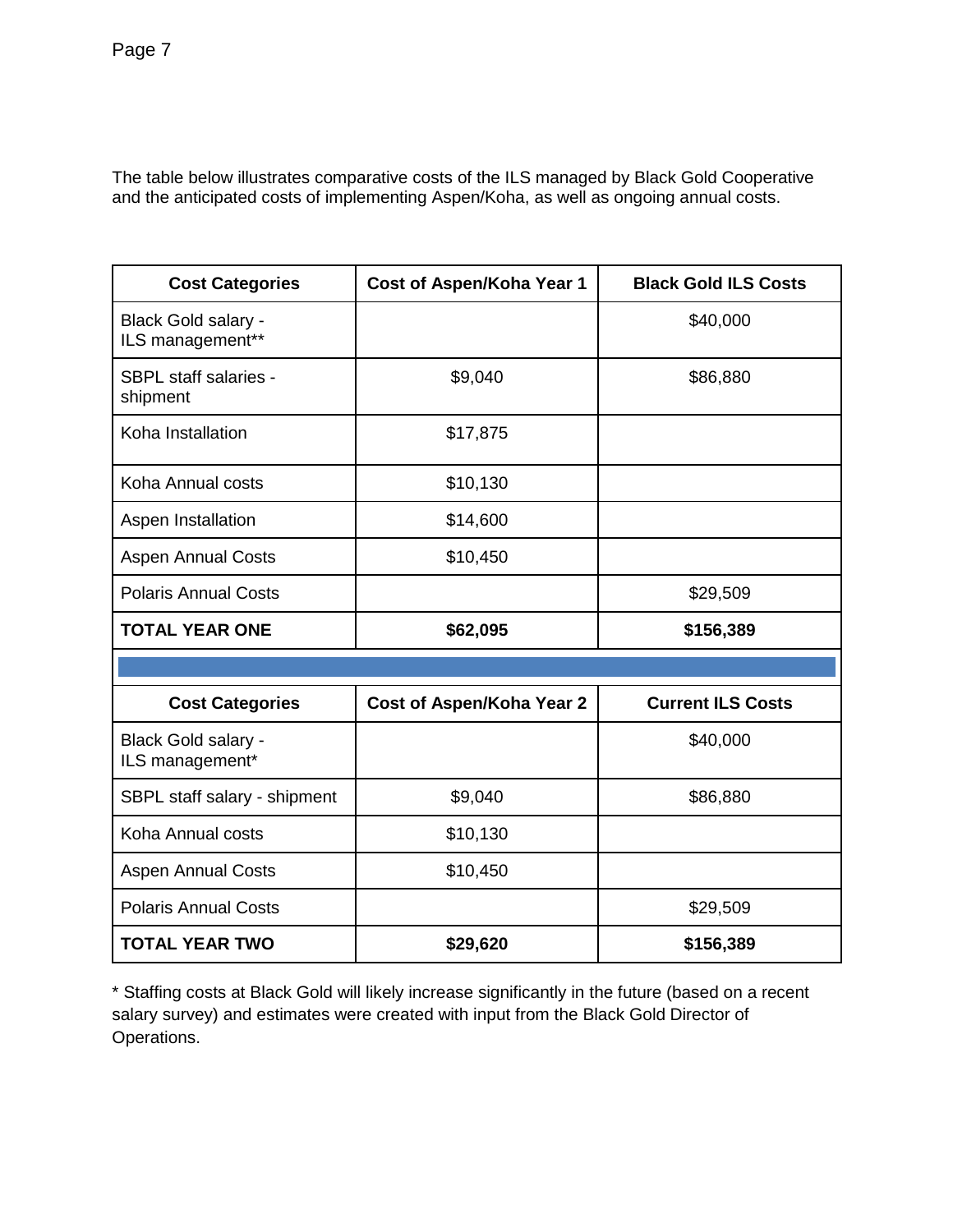The table below illustrates comparative costs of the ILS managed by Black Gold Cooperative and the anticipated costs of implementing Aspen/Koha, as well as ongoing annual costs.

| Cost Categories | Cost of Aspen/Koha Year 1 | Black Gold ILS Costs |
|---|---|---|
| Black Gold salary - ILS management** | | $40,000 |
| SBPL staff salaries - shipment | $9,040 | $86,880 |
| Koha Installation | $17,875 | |
| Koha Annual costs | $10,130 | |
| Aspen Installation | $14,600 | |
| Aspen Annual Costs | $10,450 | |
| Polaris Annual Costs | | $29,509 |
| **TOTAL YEAR ONE** | **$62,095** | **$156,389** |

| Cost Categories | Cost of Aspen/Koha Year 2 | Current ILS Costs |
|---|---|---|
| Black Gold salary - ILS management* | | $40,000 |
| SBPL staff salary - shipment | $9,040 | $86,880 |
| Koha Annual costs | $10,130 | |
| Aspen Annual Costs | $10,450 | |
| Polaris Annual Costs | | $29,509 |
| **TOTAL YEAR TWO** | **$29,620** | **$156,389** |

* Staffing costs at Black Gold will likely increase significantly in the future (based on a recent salary survey) and estimates were created with input from the Black Gold Director of Operations.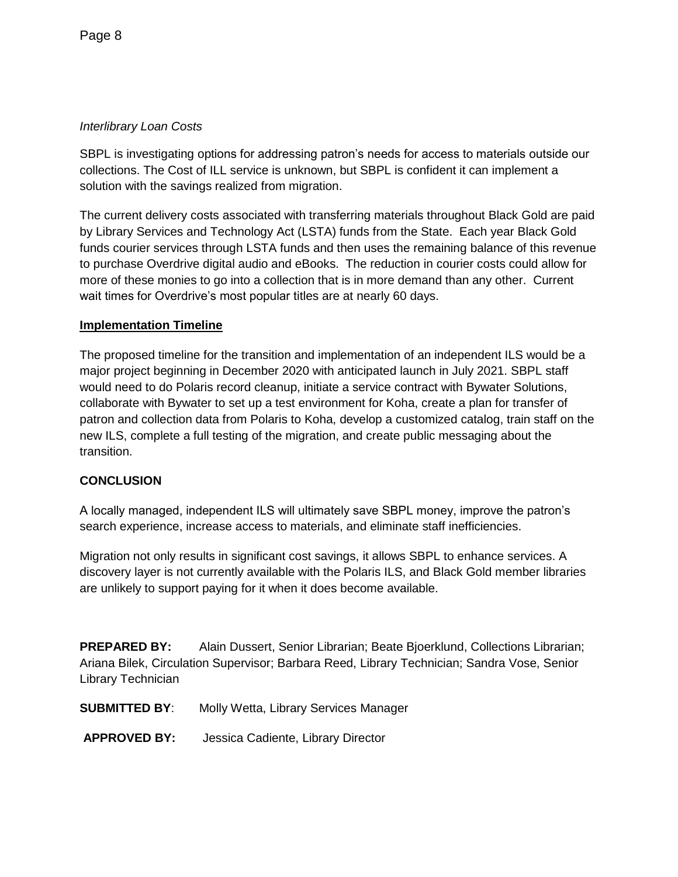*Interlibrary Loan Costs*

SBPL is investigating options for addressing patron's needs for access to materials outside our collections. The Cost of ILL service is unknown, but SBPL is confident it can implement a solution with the savings realized from migration.

The current delivery costs associated with transferring materials throughout Black Gold are paid by Library Services and Technology Act (LSTA) funds from the State. Each year Black Gold funds courier services through LSTA funds and then uses the remaining balance of this revenue to purchase Overdrive digital audio and eBooks. The reduction in courier costs could allow for more of these monies to go into a collection that is in more demand than any other. Current wait times for Overdrive's most popular titles are at nearly 60 days.

**Implementation Timeline**

The proposed timeline for the transition and implementation of an independent ILS would be a major project beginning in December 2020 with anticipated launch in July 2021. SBPL staff would need to do Polaris record cleanup, initiate a service contract with Bywater Solutions, collaborate with Bywater to set up a test environment for Koha, create a plan for transfer of patron and collection data from Polaris to Koha, develop a customized catalog, train staff on the new ILS, complete a full testing of the migration, and create public messaging about the transition.

## CONCLUSION

A locally managed, independent ILS will ultimately save SBPL money, improve the patron's search experience, increase access to materials, and eliminate staff inefficiencies.

Migration not only results in significant cost savings, it allows SBPL to enhance services. A discovery layer is not currently available with the Polaris ILS, and Black Gold member libraries are unlikely to support paying for it when it does become available.

**PREPARED BY:** Alain Dussert, Senior Librarian; Beate Bjoerklund, Collections Librarian; Ariana Bilek, Circulation Supervisor; Barbara Reed, Library Technician; Sandra Vose, Senior Library Technician

**SUBMITTED BY**: Molly Wetta, Library Services Manager

**APPROVED BY:** Jessica Cadiente, Library Director